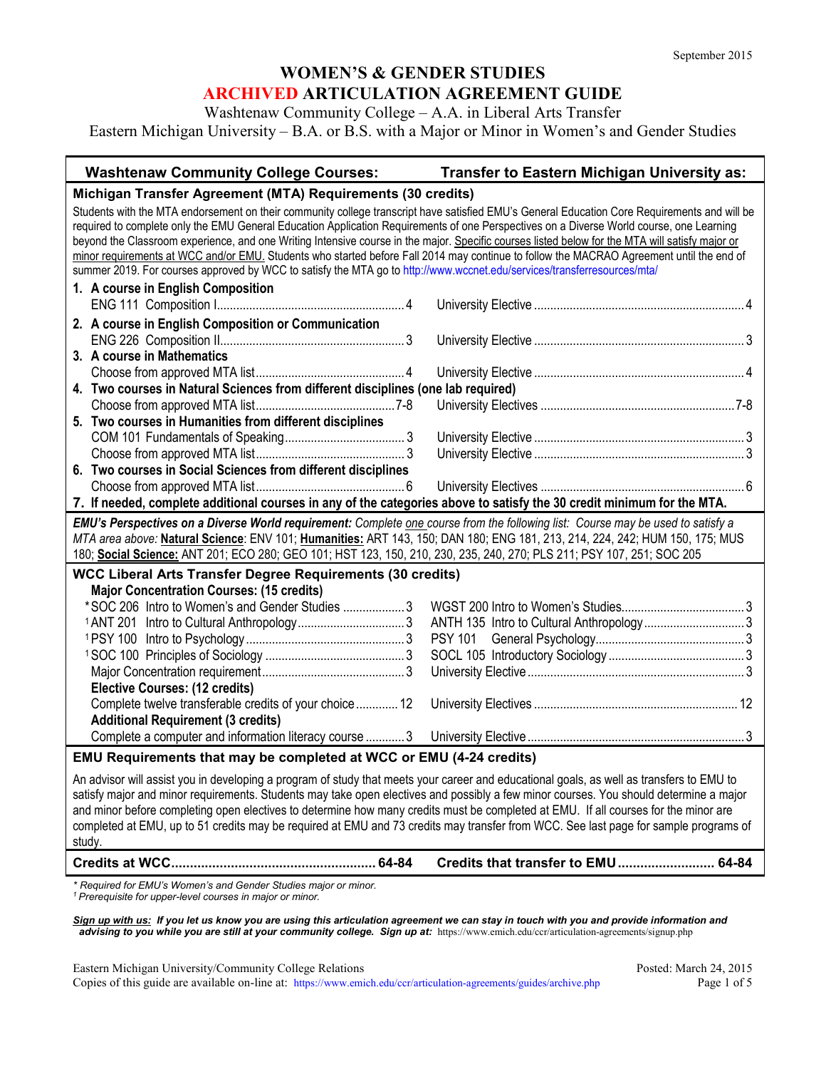September 2015

# WOMEN'S & GENDER STUDIES
## ARCHIVED ARTICULATION AGREEMENT GUIDE
Washtenaw Community College – A.A. in Liberal Arts Transfer
Eastern Michigan University – B.A. or B.S. with a Major or Minor in Women's and Gender Studies

| Washtenaw Community College Courses: | Transfer to Eastern Michigan University as: |
|---|---|
| **Michigan Transfer Agreement (MTA) Requirements (30 credits)** | |
| Students with the MTA endorsement on their community college transcript have satisfied EMU's General Education Core Requirements and will be required to complete only the EMU General Education Application Requirements of one Perspectives on a Diverse World course, one Learning beyond the Classroom experience, and one Writing Intensive course in the major. Specific courses listed below for the MTA will satisfy major or minor requirements at WCC and/or EMU. Students who started before Fall 2014 may continue to follow the MACRAO Agreement until the end of summer 2019. For courses approved by WCC to satisfy the MTA go to http://www.wccnet.edu/services/transferresources/mta/ | |
| **1. A course in English Composition** | |
| ENG 111 Composition I ........ 4 | University Elective ........ 4 |
| **2. A course in English Composition or Communication** | |
| ENG 226 Composition II ........ 3 | University Elective ........ 3 |
| **3. A course in Mathematics** | |
| Choose from approved MTA list ........ 4 | University Elective ........ 4 |
| **4. Two courses in Natural Sciences from different disciplines (one lab required)** | |
| Choose from approved MTA list ........ 7-8 | University Electives ........ 7-8 |
| **5. Two courses in Humanities from different disciplines** | |
| COM 101 Fundamentals of Speaking ........ 3 | University Elective ........ 3 |
| Choose from approved MTA list ........ 3 | University Elective ........ 3 |
| **6. Two courses in Social Sciences from different disciplines** | |
| Choose from approved MTA list ........ 6 | University Electives ........ 6 |
| **7. If needed, complete additional courses in any of the categories above to satisfy the 30 credit minimum for the MTA.** | |
| ***EMU's Perspectives on a Diverse World requirement:*** *Complete one course from the following list: Course may be used to satisfy a MTA area above:* **Natural Science**: ENV 101; **Humanities:** ART 143, 150; DAN 180; ENG 181, 213, 214, 224, 242; HUM 150, 175; MUS 180; **Social Science:** ANT 201; ECO 280; GEO 101; HST 123, 150, 210, 230, 235, 240, 270; PLS 211; PSY 107, 251; SOC 205 | |
| **WCC Liberal Arts Transfer Degree Requirements (30 credits)** | |
| **Major Concentration Courses: (15 credits)** | |
| *SOC 206 Intro to Women's and Gender Studies ........ 3 | WGST 200 Intro to Women's Studies ........ 3 |
| [1]ANT 201 Intro to Cultural Anthropology ........ 3 | ANTH 135 Intro to Cultural Anthropology ........ 3 |
| [1]PSY 100 Intro to Psychology ........ 3 | PSY 101 General Psychology ........ 3 |
| [1]SOC 100 Principles of Sociology ........ 3 | SOCL 105 Introductory Sociology ........ 3 |
| Major Concentration requirement ........ 3 | University Elective ........ 3 |
| **Elective Courses: (12 credits)** | |
| Complete twelve transferable credits of your choice ........ 12 | University Electives ........ 12 |
| **Additional Requirement (3 credits)** | |
| Complete a computer and information literacy course ........ 3 | University Elective ........ 3 |
| **EMU Requirements that may be completed at WCC or EMU (4-24 credits)** | |
| An advisor will assist you in developing a program of study that meets your career and educational goals, as well as transfers to EMU to satisfy major and minor requirements. Students may take open electives and possibly a few minor courses. You should determine a major and minor before completing open electives to determine how many credits must be completed at EMU. If all courses for the minor are completed at EMU, up to 51 credits may be required at EMU and 73 credits may transfer from WCC. See last page for sample programs of study. | |
| **Credits at WCC ........ 64-84** | **Credits that transfer to EMU ........ 64-84** |

*\* Required for EMU's Women's and Gender Studies major or minor.*
*[1] Prerequisite for upper-level courses in major or minor.*

***Sign up with us:*** ***If you let us know you are using this articulation agreement we can stay in touch with you and provide information and advising to you while you are still at your community college. Sign up at:*** https://www.emich.edu/ccr/articulation-agreements/signup.php

Eastern Michigan University/Community College Relations
Copies of this guide are available on-line at: https://www.emich.edu/ccr/articulation-agreements/guides/archive.php

Posted: March 24, 2015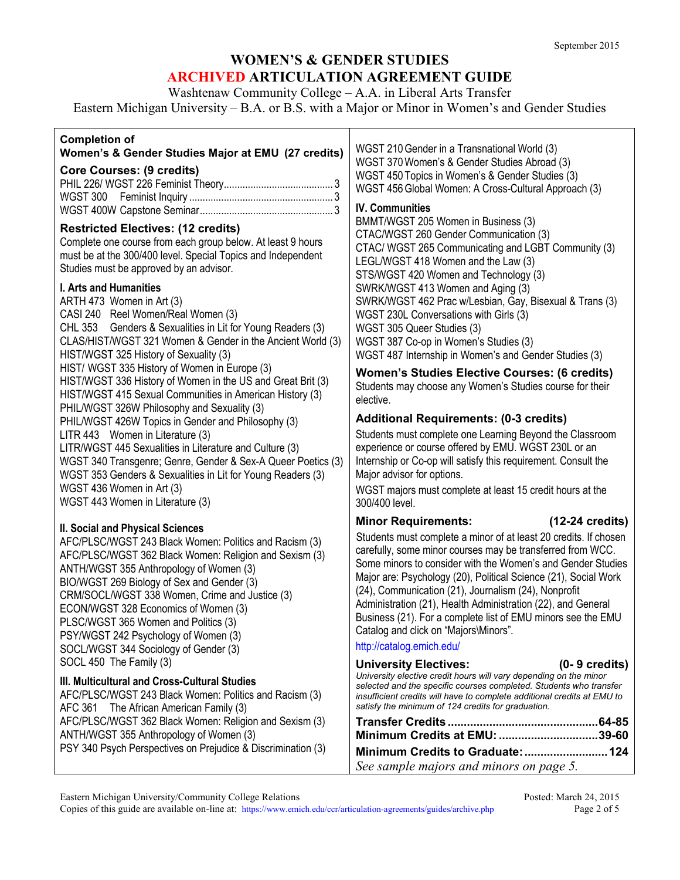September 2015

# WOMEN'S & GENDER STUDIES
# ARCHIVED ARTICULATION AGREEMENT GUIDE

Washtenaw Community College – A.A. in Liberal Arts Transfer
Eastern Michigan University – B.A. or B.S. with a Major or Minor in Women's and Gender Studies

## Completion of Women's & Gender Studies Major at EMU (27 credits)

### Core Courses: (9 credits)

PHIL 226/ WGST 226 Feminist Theory .......... 3
WGST 300 Feminist Inquiry .......... 3
WGST 400W Capstone Seminar .......... 3

### Restricted Electives: (12 credits)

Complete one course from each group below. At least 9 hours must be at the 300/400 level. Special Topics and Independent Studies must be approved by an advisor.

**I. Arts and Humanities**

ARTH 473 Women in Art (3)
CASI 240 Reel Women/Real Women (3)
CHL 353 Genders & Sexualities in Lit for Young Readers (3)
CLAS/HIST/WGST 321 Women & Gender in the Ancient World (3)
HIST/WGST 325 History of Sexuality (3)
HIST/ WGST 335 History of Women in Europe (3)
HIST/WGST 336 History of Women in the US and Great Brit (3)
HIST/WGST 415 Sexual Communities in American History (3)
PHIL/WGST 326W Philosophy and Sexuality (3)
PHIL/WGST 426W Topics in Gender and Philosophy (3)
LITR 443 Women in Literature (3)
LITR/WGST 445 Sexualities in Literature and Culture (3)
WGST 340 Transgenre; Genre, Gender & Sex-A Queer Poetics (3)
WGST 353 Genders & Sexualities in Lit for Young Readers (3)
WGST 436 Women in Art (3)
WGST 443 Women in Literature (3)

**II. Social and Physical Sciences**

AFC/PLSC/WGST 243 Black Women: Politics and Racism (3)
AFC/PLSC/WGST 362 Black Women: Religion and Sexism (3)
ANTH/WGST 355 Anthropology of Women (3)
BIO/WGST 269 Biology of Sex and Gender (3)
CRM/SOCL/WGST 338 Women, Crime and Justice (3)
ECON/WGST 328 Economics of Women (3)
PLSC/WGST 365 Women and Politics (3)
PSY/WGST 242 Psychology of Women (3)
SOCL/WGST 344 Sociology of Gender (3)
SOCL 450 The Family (3)

**III. Multicultural and Cross-Cultural Studies**

AFC/PLSC/WGST 243 Black Women: Politics and Racism (3)
AFC 361 The African American Family (3)
AFC/PLSC/WGST 362 Black Women: Religion and Sexism (3)
ANTH/WGST 355 Anthropology of Women (3)
PSY 340 Psych Perspectives on Prejudice & Discrimination (3)
WGST 210 Gender in a Transnational World (3)
WGST 370 Women's & Gender Studies Abroad (3)
WGST 450 Topics in Women's & Gender Studies (3)
WGST 456 Global Women: A Cross-Cultural Approach (3)

**IV. Communities**

BMMT/WGST 205 Women in Business (3)
CTAC/WGST 260 Gender Communication (3)
CTAC/ WGST 265 Communicating and LGBT Community (3)
LEGL/WGST 418 Women and the Law (3)
STS/WGST 420 Women and Technology (3)
SWRK/WGST 413 Women and Aging (3)
SWRK/WGST 462 Prac w/Lesbian, Gay, Bisexual & Trans (3)
WGST 230L Conversations with Girls (3)
WGST 305 Queer Studies (3)
WGST 387 Co-op in Women's Studies (3)
WGST 487 Internship in Women's and Gender Studies (3)

### Women's Studies Elective Courses: (6 credits)

Students may choose any Women's Studies course for their elective.

### Additional Requirements: (0-3 credits)

Students must complete one Learning Beyond the Classroom experience or course offered by EMU. WGST 230L or an Internship or Co-op will satisfy this requirement. Consult the Major advisor for options.

WGST majors must complete at least 15 credit hours at the 300/400 level.

### Minor Requirements: (12-24 credits)

Students must complete a minor of at least 20 credits. If chosen carefully, some minor courses may be transferred from WCC. Some minors to consider with the Women's and Gender Studies Major are: Psychology (20), Political Science (21), Social Work (24), Communication (21), Journalism (24), Nonprofit Administration (21), Health Administration (22), and General Business (21). For a complete list of EMU minors see the EMU Catalog and click on "Majors\Minors".

http://catalog.emich.edu/

### University Electives: (0- 9 credits)

*University elective credit hours will vary depending on the minor selected and the specific courses completed. Students who transfer insufficient credits will have to complete additional credits at EMU to satisfy the minimum of 124 credits for graduation.*

**Transfer Credits .......... 64-85**
**Minimum Credits at EMU: .......... 39-60**
**Minimum Credits to Graduate: .......... 124**

*See sample majors and minors on page 5.*

Eastern Michigan University/Community College Relations
Copies of this guide are available on-line at: https://www.emich.edu/ccr/articulation-agreements/guides/archive.php

Posted: March 24, 2015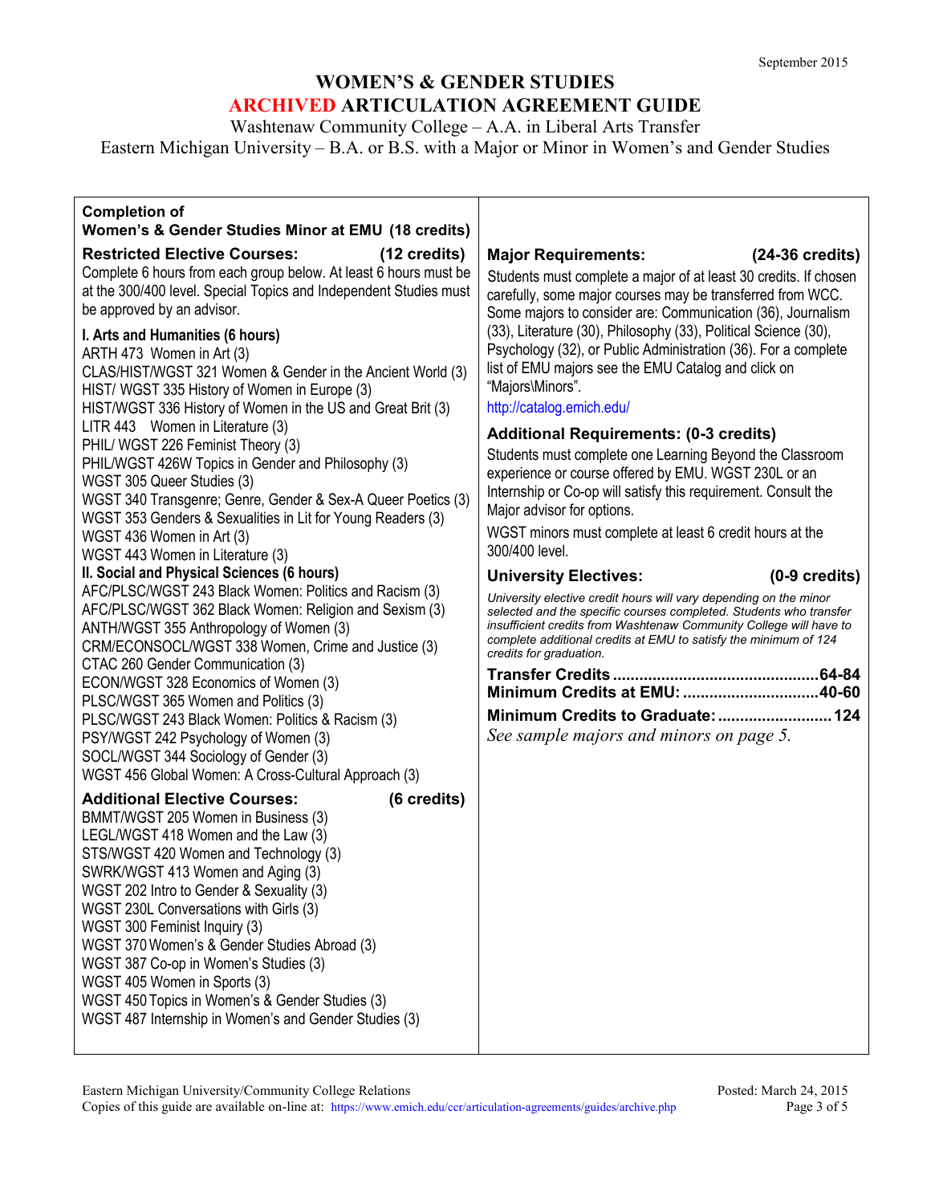September 2015

# WOMEN'S & GENDER STUDIES
# ARCHIVED ARTICULATION AGREEMENT GUIDE

Washtenaw Community College – A.A. in Liberal Arts Transfer
Eastern Michigan University – B.A. or B.S. with a Major or Minor in Women's and Gender Studies

## Completion of Women's & Gender Studies Minor at EMU (18 credits)

### Restricted Elective Courses: (12 credits)

Complete 6 hours from each group below. At least 6 hours must be at the 300/400 level. Special Topics and Independent Studies must be approved by an advisor.

**I. Arts and Humanities (6 hours)**

ARTH 473 Women in Art (3)
CLAS/HIST/WGST 321 Women & Gender in the Ancient World (3)
HIST/ WGST 335 History of Women in Europe (3)
HIST/WGST 336 History of Women in the US and Great Brit (3)
LITR 443 Women in Literature (3)
PHIL/ WGST 226 Feminist Theory (3)
PHIL/WGST 426W Topics in Gender and Philosophy (3)
WGST 305 Queer Studies (3)
WGST 340 Transgenre; Genre, Gender & Sex-A Queer Poetics (3)
WGST 353 Genders & Sexualities in Lit for Young Readers (3)
WGST 436 Women in Art (3)
WGST 443 Women in Literature (3)

**II. Social and Physical Sciences (6 hours)**

AFC/PLSC/WGST 243 Black Women: Politics and Racism (3)
AFC/PLSC/WGST 362 Black Women: Religion and Sexism (3)
ANTH/WGST 355 Anthropology of Women (3)
CRM/ECONSOCL/WGST 338 Women, Crime and Justice (3)
CTAC 260 Gender Communication (3)
ECON/WGST 328 Economics of Women (3)
PLSC/WGST 365 Women and Politics (3)
PLSC/WGST 243 Black Women: Politics & Racism (3)
PSY/WGST 242 Psychology of Women (3)
SOCL/WGST 344 Sociology of Gender (3)
WGST 456 Global Women: A Cross-Cultural Approach (3)

### Additional Elective Courses: (6 credits)

BMMT/WGST 205 Women in Business (3)
LEGL/WGST 418 Women and the Law (3)
STS/WGST 420 Women and Technology (3)
SWRK/WGST 413 Women and Aging (3)
WGST 202 Intro to Gender & Sexuality (3)
WGST 230L Conversations with Girls (3)
WGST 300 Feminist Inquiry (3)
WGST 370 Women's & Gender Studies Abroad (3)
WGST 387 Co-op in Women's Studies (3)
WGST 405 Women in Sports (3)
WGST 450 Topics in Women's & Gender Studies (3)
WGST 487 Internship in Women's and Gender Studies (3)

### Major Requirements: (24-36 credits)

Students must complete a major of at least 30 credits. If chosen carefully, some major courses may be transferred from WCC. Some majors to consider are: Communication (36), Journalism (33), Literature (30), Philosophy (33), Political Science (30), Psychology (32), or Public Administration (36). For a complete list of EMU majors see the EMU Catalog and click on "Majors\Minors".

http://catalog.emich.edu/

### Additional Requirements: (0-3 credits)

Students must complete one Learning Beyond the Classroom experience or course offered by EMU. WGST 230L or an Internship or Co-op will satisfy this requirement. Consult the Major advisor for options.

WGST minors must complete at least 6 credit hours at the 300/400 level.

### University Electives: (0-9 credits)

*University elective credit hours will vary depending on the minor selected and the specific courses completed. Students who transfer insufficient credits from Washtenaw Community College will have to complete additional credits at EMU to satisfy the minimum of 124 credits for graduation.*

**Transfer Credits ............ 64-84**
**Minimum Credits at EMU: ............ 40-60**

**Minimum Credits to Graduate: ............ 124**

*See sample majors and minors on page 5.*

Eastern Michigan University/Community College Relations
Copies of this guide are available on-line at: https://www.emich.edu/ccr/articulation-agreements/guides/archive.php

Posted: March 24, 2015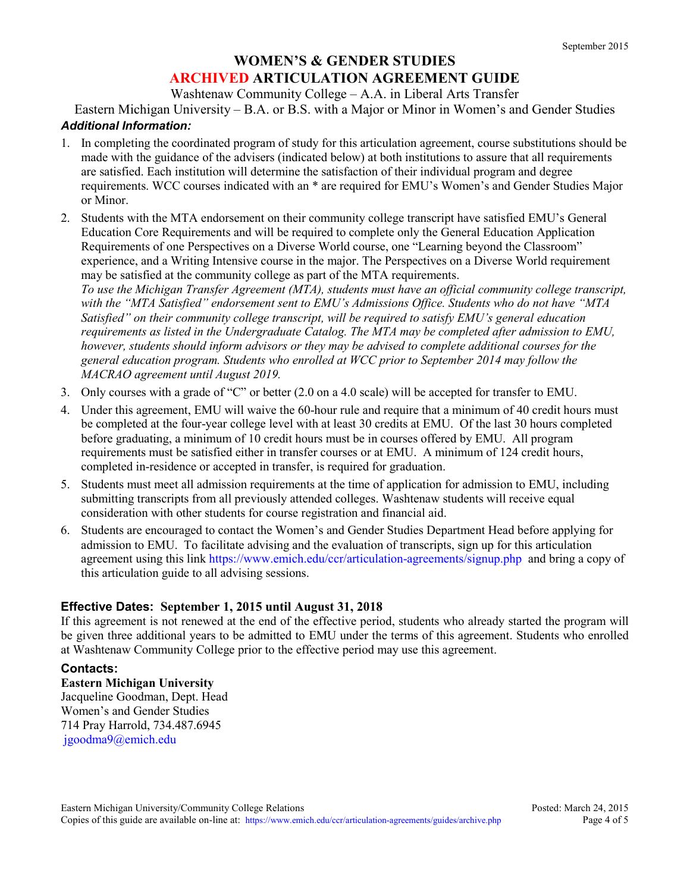September 2015

# WOMEN'S & GENDER STUDIES
# ARCHIVED ARTICULATION AGREEMENT GUIDE

Washtenaw Community College – A.A. in Liberal Arts Transfer

Eastern Michigan University – B.A. or B.S. with a Major or Minor in Women's and Gender Studies

***Additional Information:***

1. In completing the coordinated program of study for this articulation agreement, course substitutions should be made with the guidance of the advisers (indicated below) at both institutions to assure that all requirements are satisfied. Each institution will determine the satisfaction of their individual program and degree requirements. WCC courses indicated with an * are required for EMU's Women's and Gender Studies Major or Minor.
2. Students with the MTA endorsement on their community college transcript have satisfied EMU's General Education Core Requirements and will be required to complete only the General Education Application Requirements of one Perspectives on a Diverse World course, one "Learning beyond the Classroom" experience, and a Writing Intensive course in the major. The Perspectives on a Diverse World requirement may be satisfied at the community college as part of the MTA requirements.
   *To use the Michigan Transfer Agreement (MTA), students must have an official community college transcript, with the "MTA Satisfied" endorsement sent to EMU's Admissions Office. Students who do not have "MTA Satisfied" on their community college transcript, will be required to satisfy EMU's general education requirements as listed in the Undergraduate Catalog. The MTA may be completed after admission to EMU, however, students should inform advisors or they may be advised to complete additional courses for the general education program. Students who enrolled at WCC prior to September 2014 may follow the MACRAO agreement until August 2019.*
3. Only courses with a grade of "C" or better (2.0 on a 4.0 scale) will be accepted for transfer to EMU.
4. Under this agreement, EMU will waive the 60-hour rule and require that a minimum of 40 credit hours must be completed at the four-year college level with at least 30 credits at EMU. Of the last 30 hours completed before graduating, a minimum of 10 credit hours must be in courses offered by EMU. All program requirements must be satisfied either in transfer courses or at EMU. A minimum of 124 credit hours, completed in-residence or accepted in transfer, is required for graduation.
5. Students must meet all admission requirements at the time of application for admission to EMU, including submitting transcripts from all previously attended colleges. Washtenaw students will receive equal consideration with other students for course registration and financial aid.
6. Students are encouraged to contact the Women's and Gender Studies Department Head before applying for admission to EMU. To facilitate advising and the evaluation of transcripts, sign up for this articulation agreement using this link https://www.emich.edu/ccr/articulation-agreements/signup.php and bring a copy of this articulation guide to all advising sessions.

### Effective Dates: September 1, 2015 until August 31, 2018

If this agreement is not renewed at the end of the effective period, students who already started the program will be given three additional years to be admitted to EMU under the terms of this agreement. Students who enrolled at Washtenaw Community College prior to the effective period may use this agreement.

### Contacts:

**Eastern Michigan University**
Jacqueline Goodman, Dept. Head
Women's and Gender Studies
714 Pray Harrold, 734.487.6945
jgoodma9@emich.edu

Eastern Michigan University/Community College Relations
Copies of this guide are available on-line at: https://www.emich.edu/ccr/articulation-agreements/guides/archive.php

Posted: March 24, 2015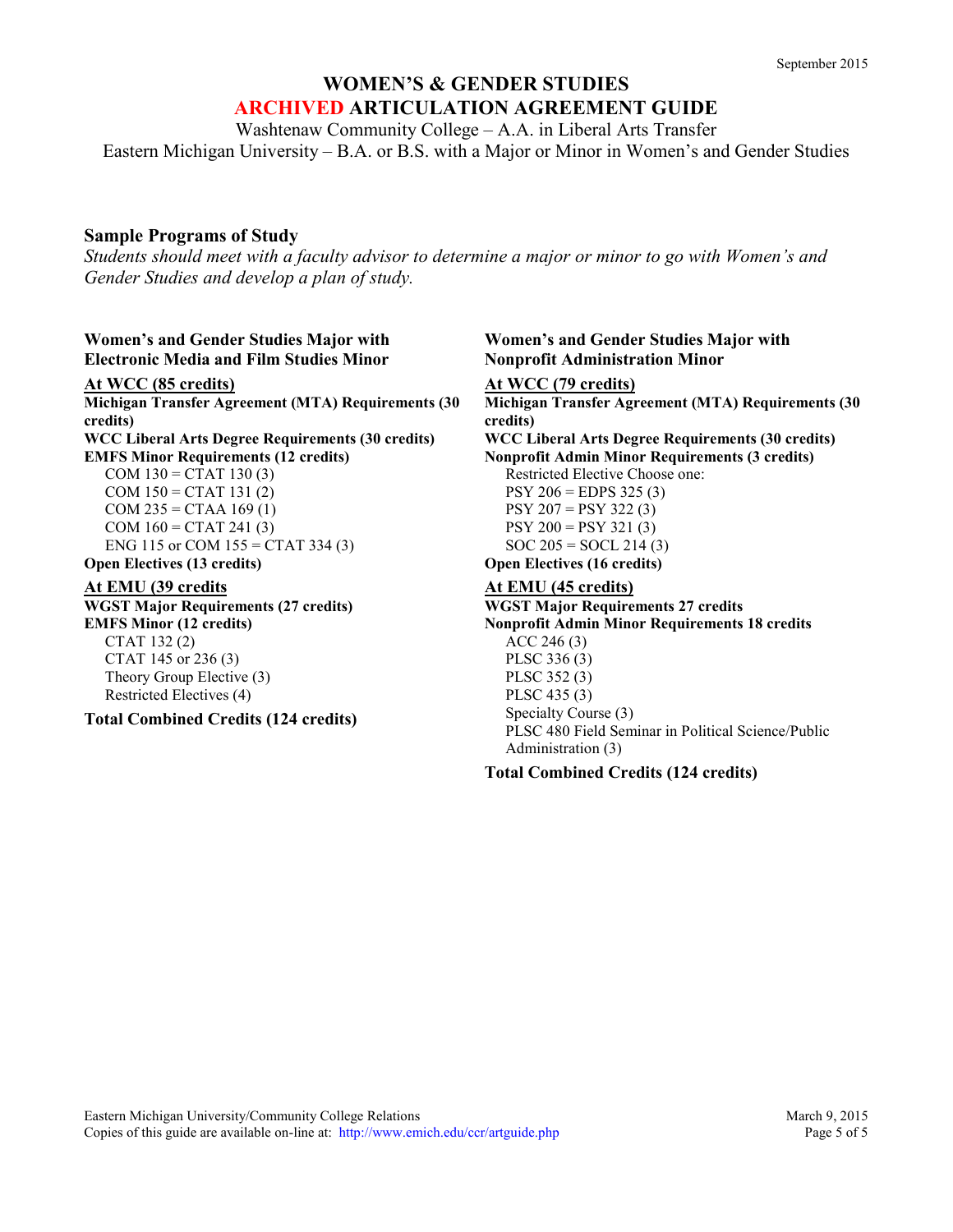# WOMEN'S & GENDER STUDIES
## ARCHIVED ARTICULATION AGREEMENT GUIDE

Washtenaw Community College – A.A. in Liberal Arts Transfer
Eastern Michigan University – B.A. or B.S. with a Major or Minor in Women's and Gender Studies

### Sample Programs of Study

*Students should meet with a faculty advisor to determine a major or minor to go with Women's and Gender Studies and develop a plan of study.*

#### Women's and Gender Studies Major with Electronic Media and Film Studies Minor

**At WCC (85 credits)**

**Michigan Transfer Agreement (MTA) Requirements (30 credits)**
**WCC Liberal Arts Degree Requirements (30 credits)**
**EMFS Minor Requirements (12 credits)**

- COM 130 = CTAT 130 (3)
- COM 150 = CTAT 131 (2)
- COM 235 = CTAA 169 (1)
- COM 160 = CTAT 241 (3)
- ENG 115 or COM 155 = CTAT 334 (3)

**Open Electives (13 credits)**

**At EMU (39 credits**

**WGST Major Requirements (27 credits)**
**EMFS Minor (12 credits)**

- CTAT 132 (2)
- CTAT 145 or 236 (3)
- Theory Group Elective (3)
- Restricted Electives (4)

**Total Combined Credits (124 credits)**

#### Women's and Gender Studies Major with Nonprofit Administration Minor

**At WCC (79 credits)**

**Michigan Transfer Agreement (MTA) Requirements (30 credits)**
**WCC Liberal Arts Degree Requirements (30 credits)**
**Nonprofit Admin Minor Requirements (3 credits)**

Restricted Elective Choose one:

- PSY 206 = EDPS 325 (3)
- PSY 207 = PSY 322 (3)
- PSY 200 = PSY 321 (3)
- SOC 205 = SOCL 214 (3)

**Open Electives (16 credits)**

**At EMU (45 credits)**

**WGST Major Requirements 27 credits**
**Nonprofit Admin Minor Requirements 18 credits**

- ACC 246 (3)
- PLSC 336 (3)
- PLSC 352 (3)
- PLSC 435 (3)
- Specialty Course (3)
- PLSC 480 Field Seminar in Political Science/Public Administration (3)

**Total Combined Credits (124 credits)**